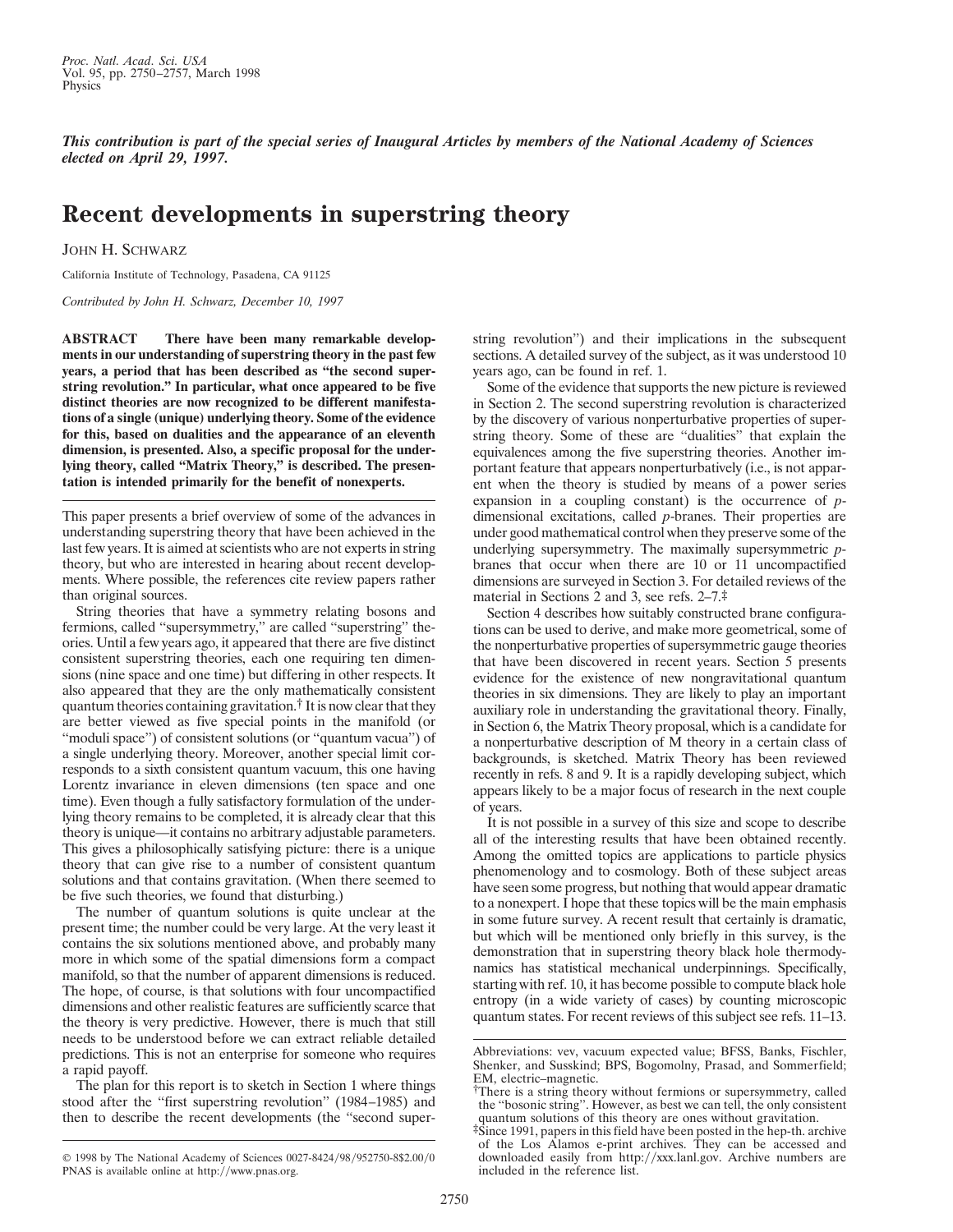*This contribution is part of the special series of Inaugural Articles by members of the National Academy of Sciences elected on April 29, 1997.*

# Recent developments in superstring theory

JOHN H. SCHWARZ

California Institute of Technology, Pasadena, CA 91125

*Contributed by John H. Schwarz, December 10, 1997*

**ABSTRACT There have been many remarkable developments in our understanding of superstring theory in the past few years, a period that has been described as "the second superstring revolution." In particular, what once appeared to be five distinct theories are now recognized to be different manifestations of a single (unique) underlying theory. Some of the evidence for this, based on dualities and the appearance of an eleventh dimension, is presented. Also, a specific proposal for the underlying theory, called "Matrix Theory," is described. The presentation is intended primarily for the benefit of nonexperts.**

This paper presents a brief overview of some of the advances in understanding superstring theory that have been achieved in the last few years. It is aimed at scientists who are not experts in string theory, but who are interested in hearing about recent developments. Where possible, the references cite review papers rather than original sources.

String theories that have a symmetry relating bosons and fermions, called "supersymmetry," are called "superstring" theories. Until a few years ago, it appeared that there are five distinct consistent superstring theories, each one requiring ten dimensions (nine space and one time) but differing in other respects. It also appeared that they are the only mathematically consistent quantum theories containing gravitation.[†] It is now clear that they are better viewed as five special points in the manifold (or "moduli space") of consistent solutions (or "quantum vacua") of a single underlying theory. Moreover, another special limit corresponds to a sixth consistent quantum vacuum, this one having Lorentz invariance in eleven dimensions (ten space and one time). Even though a fully satisfactory formulation of the underlying theory remains to be completed, it is already clear that this theory is unique—it contains no arbitrary adjustable parameters. This gives a philosophically satisfying picture: there is a unique theory that can give rise to a number of consistent quantum solutions and that contains gravitation. (When there seemed to be five such theories, we found that disturbing.)

The number of quantum solutions is quite unclear at the present time; the number could be very large. At the very least it contains the six solutions mentioned above, and probably many more in which some of the spatial dimensions form a compact manifold, so that the number of apparent dimensions is reduced. The hope, of course, is that solutions with four uncompactified dimensions and other realistic features are sufficiently scarce that the theory is very predictive. However, there is much that still needs to be understood before we can extract reliable detailed predictions. This is not an enterprise for someone who requires a rapid payoff.

The plan for this report is to sketch in Section 1 where things stood after the "first superstring revolution" (1984–1985) and then to describe the recent developments (the "second superstring revolution") and their implications in the subsequent sections. A detailed survey of the subject, as it was understood 10 years ago, can be found in ref. 1.

Some of the evidence that supports the new picture is reviewed in Section 2. The second superstring revolution is characterized by the discovery of various nonperturbative properties of superstring theory. Some of these are "dualities" that explain the equivalences among the five superstring theories. Another important feature that appears nonperturbatively (i.e., is not apparent when the theory is studied by means of a power series expansion in a coupling constant) is the occurrence of $p$-dimensional excitations, called $p$-branes. Their properties are under good mathematical control when they preserve some of the underlying supersymmetry. The maximally supersymmetric $p$-branes that occur when there are 10 or 11 uncompactified dimensions are surveyed in Section 3. For detailed reviews of the material in Sections 2 and 3, see refs. 2–7.[‡]

Section 4 describes how suitably constructed brane configurations can be used to derive, and make more geometrical, some of the nonperturbative properties of supersymmetric gauge theories that have been discovered in recent years. Section 5 presents evidence for the existence of new nongravitational quantum theories in six dimensions. They are likely to play an important auxiliary role in understanding the gravitational theory. Finally, in Section 6, the Matrix Theory proposal, which is a candidate for a nonperturbative description of M theory in a certain class of backgrounds, is sketched. Matrix Theory has been reviewed recently in refs. 8 and 9. It is a rapidly developing subject, which appears likely to be a major focus of research in the next couple of years.

It is not possible in a survey of this size and scope to describe all of the interesting results that have been obtained recently. Among the omitted topics are applications to particle physics phenomenology and to cosmology. Both of these subject areas have seen some progress, but nothing that would appear dramatic to a nonexpert. I hope that these topics will be the main emphasis in some future survey. A recent result that certainly is dramatic, but which will be mentioned only briefly in this survey, is the demonstration that in superstring theory black hole thermodynamics has statistical mechanical underpinnings. Specifically, starting with ref. 10, it has become possible to compute black hole entropy (in a wide variety of cases) by counting microscopic quantum states. For recent reviews of this subject see refs. 11–13.

Abbreviations: vev, vacuum expected value; BFSS, Banks, Fischler, Shenker, and Susskind; BPS, Bogomolny, Prasad, and Sommerfeld; EM, electric–magnetic.

[†]There is a string theory without fermions or supersymmetry, called the "bosonic string". However, as best we can tell, the only consistent quantum solutions of this theory are ones without gravitation.

[‡]Since 1991, papers in this field have been posted in the hep-th. archive of the Los Alamos e-print archives. They can be accessed and downloaded easily from http://xxx.lanl.gov. Archive numbers are included in the reference list.

© 1998 by The National Academy of Sciences 0027-8424/98/952750-8$2.00/0
PNAS is available online at http://www.pnas.org.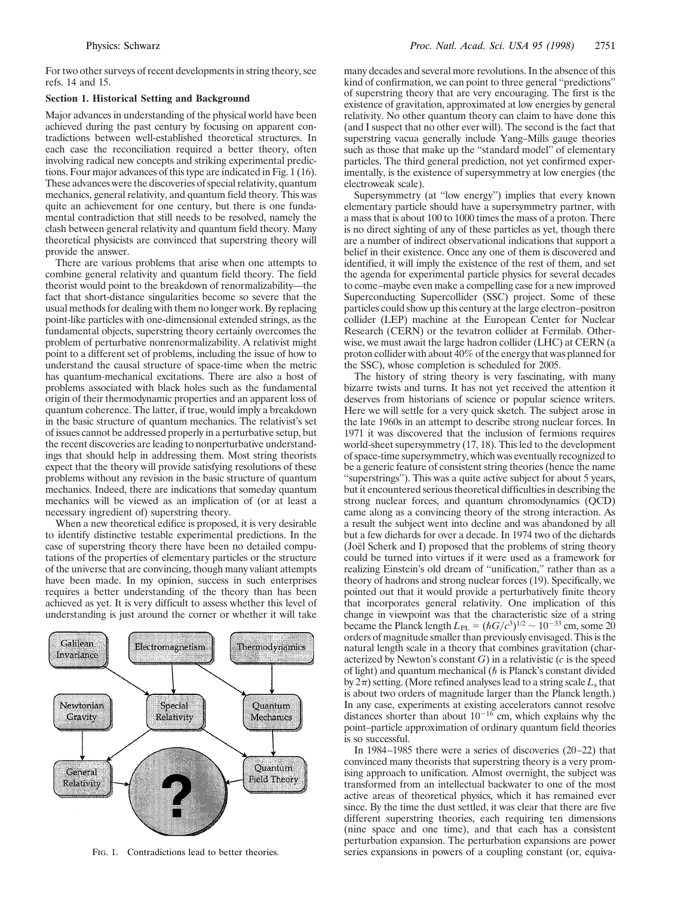For two other surveys of recent developments in string theory, see refs. 14 and 15.

## Section 1. Historical Setting and Background

Major advances in understanding of the physical world have been achieved during the past century by focusing on apparent contradictions between well-established theoretical structures. In each case the reconciliation required a better theory, often involving radical new concepts and striking experimental predictions. Four major advances of this type are indicated in Fig. 1 (16). These advances were the discoveries of special relativity, quantum mechanics, general relativity, and quantum field theory. This was quite an achievement for one century, but there is one fundamental contradiction that still needs to be resolved, namely the clash between general relativity and quantum field theory. Many theoretical physicists are convinced that superstring theory will provide the answer.

There are various problems that arise when one attempts to combine general relativity and quantum field theory. The field theorist would point to the breakdown of renormalizability—the fact that short-distance singularities become so severe that the usual methods for dealing with them no longer work. By replacing point-like particles with one-dimensional extended strings, as the fundamental objects, superstring theory certainly overcomes the problem of perturbative nonrenormalizability. A relativist might point to a different set of problems, including the issue of how to understand the causal structure of space-time when the metric has quantum-mechanical excitations. There are also a host of problems associated with black holes such as the fundamental origin of their thermodynamic properties and an apparent loss of quantum coherence. The latter, if true, would imply a breakdown in the basic structure of quantum mechanics. The relativist's set of issues cannot be addressed properly in a perturbative setup, but the recent discoveries are leading to nonperturbative understandings that should help in addressing them. Most string theorists expect that the theory will provide satisfying resolutions of these problems without any revision in the basic structure of quantum mechanics. Indeed, there are indications that someday quantum mechanics will be viewed as an implication of (or at least a necessary ingredient of) superstring theory.

When a new theoretical edifice is proposed, it is very desirable to identify distinctive testable experimental predictions. In the case of superstring theory there have been no detailed computations of the properties of elementary particles or the structure of the universe that are convincing, though many valiant attempts have been made. In my opinion, success in such enterprises requires a better understanding of the theory than has been achieved as yet. It is very difficult to assess whether this level of understanding is just around the corner or whether it will take many decades and several more revolutions. In the absence of this kind of confirmation, we can point to three general "predictions" of superstring theory that are very encouraging. The first is the existence of gravitation, approximated at low energies by general relativity. No other quantum theory can claim to have done this (and I suspect that no other ever will). The second is the fact that superstring vacua generally include Yang–Mills gauge theories such as those that make up the "standard model" of elementary particles. The third general prediction, not yet confirmed experimentally, is the existence of supersymmetry at low energies (the electroweak scale).

Galilean Invariance
Electromagnetism
Thermodynamics
Newtonian Gravity
Special Relativity
Quantum Mechanics
General Relativity
?
Quantum Field Theory

FIG. 1. Contradictions lead to better theories.

Supersymmetry (at "low energy") implies that every known elementary particle should have a supersymmetry partner, with a mass that is about 100 to 1000 times the mass of a proton. There is no direct sighting of any of these particles as yet, though there are a number of indirect observational indications that support a belief in their existence. Once any one of them is discovered and identified, it will imply the existence of the rest of them, and set the agenda for experimental particle physics for several decades to come–maybe even make a compelling case for a new improved Superconducting Supercollider (SSC) project. Some of these particles could show up this century at the large electron–positron collider (LEP) machine at the European Center for Nuclear Research (CERN) or the tevatron collider at Fermilab. Otherwise, we must await the large hadron collider (LHC) at CERN (a proton collider with about 40% of the energy that was planned for the SSC), whose completion is scheduled for 2005.

The history of string theory is very fascinating, with many bizarre twists and turns. It has not yet received the attention it deserves from historians of science or popular science writers. Here we will settle for a very quick sketch. The subject arose in the late 1960s in an attempt to describe strong nuclear forces. In 1971 it was discovered that the inclusion of fermions requires world-sheet supersymmetry (17, 18). This led to the development of space-time supersymmetry, which was eventually recognized to be a generic feature of consistent string theories (hence the name "superstrings"). This was a quite active subject for about 5 years, but it encountered serious theoretical difficulties in describing the strong nuclear forces, and quantum chromodynamics (QCD) came along as a convincing theory of the strong interaction. As a result the subject went into decline and was abandoned by all but a few diehards for over a decade. In 1974 two of the diehards (Joël Scherk and I) proposed that the problems of string theory could be turned into virtues if it were used as a framework for realizing Einstein's old dream of "unification," rather than as a theory of hadrons and strong nuclear forces (19). Specifically, we pointed out that it would provide a perturbatively finite theory that incorporates general relativity. One implication of this change in viewpoint was that the characteristic size of a string became the Planck length $L_{PL} = (\hbar G/c^3)^{1/2} \sim 10^{-33}$ cm, some 20 orders of magnitude smaller than previously envisaged. This is the natural length scale in a theory that combines gravitation (characterized by Newton's constant $G$) in a relativistic ($c$ is the speed of light) and quantum mechanical ($\hbar$ is Planck's constant divided by $2\pi$) setting. (More refined analyses lead to a string scale $L_s$ that is about two orders of magnitude larger than the Planck length.) In any case, experiments at existing accelerators cannot resolve distances shorter than about $10^{-16}$ cm, which explains why the point–particle approximation of ordinary quantum field theories is so successful.

In 1984–1985 there were a series of discoveries (20–22) that convinced many theorists that superstring theory is a very promising approach to unification. Almost overnight, the subject was transformed from an intellectual backwater to one of the most active areas of theoretical physics, which it has remained ever since. By the time the dust settled, it was clear that there are five different superstring theories, each requiring ten dimensions (nine space and one time), and that each has a consistent perturbation expansion. The perturbation expansions are power series expansions in powers of a coupling constant (or, equiva-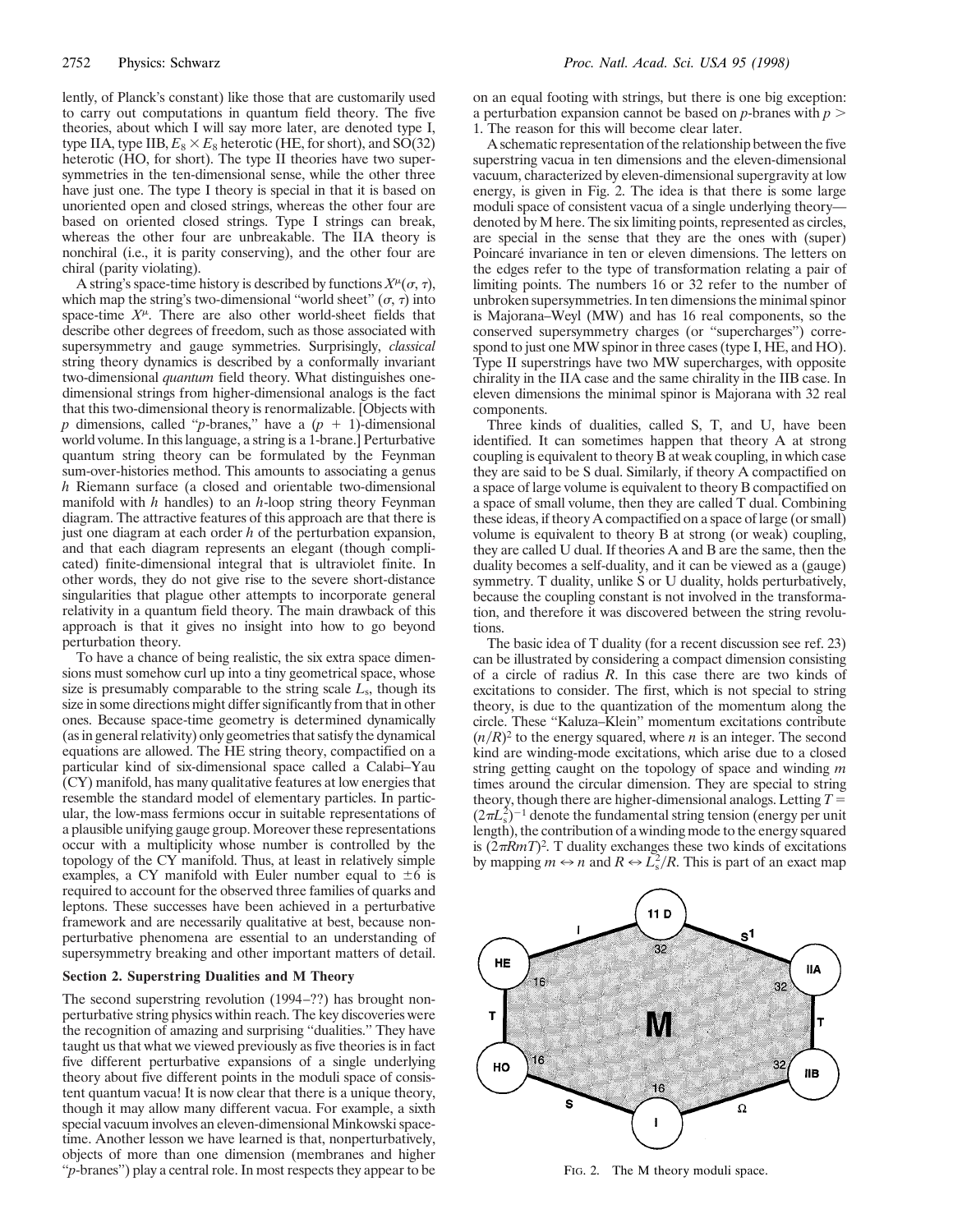lently, of Planck's constant) like those that are customarily used to carry out computations in quantum field theory. The five theories, about which I will say more later, are denoted type I, type IIA, type IIB, $E_8 \times E_8$ heterotic (HE, for short), and SO(32) heterotic (HO, for short). The type II theories have two supersymmetries in the ten-dimensional sense, while the other three have just one. The type I theory is special in that it is based on unoriented open and closed strings, whereas the other four are based on oriented closed strings. Type I strings can break, whereas the other four are unbreakable. The IIA theory is nonchiral (i.e., it is parity conserving), and the other four are chiral (parity violating).

A string's space-time history is described by functions $X^\mu(\sigma, \tau)$, which map the string's two-dimensional "world sheet" $(\sigma, \tau)$ into space-time $X^\mu$. There are also other world-sheet fields that describe other degrees of freedom, such as those associated with supersymmetry and gauge symmetries. Surprisingly, *classical* string theory dynamics is described by a conformally invariant two-dimensional *quantum* field theory. What distinguishes one-dimensional strings from higher-dimensional analogs is the fact that this two-dimensional theory is renormalizable. [Objects with $p$ dimensions, called "$p$-branes," have a $(p + 1)$-dimensional world volume. In this language, a string is a 1-brane.] Perturbative quantum string theory can be formulated by the Feynman sum-over-histories method. This amounts to associating a genus $h$ Riemann surface (a closed and orientable two-dimensional manifold with $h$ handles) to an $h$-loop string theory Feynman diagram. The attractive features of this approach are that there is just one diagram at each order $h$ of the perturbation expansion, and that each diagram represents an elegant (though complicated) finite-dimensional integral that is ultraviolet finite. In other words, they do not give rise to the severe short-distance singularities that plague other attempts to incorporate general relativity in a quantum field theory. The main drawback of this approach is that it gives no insight into how to go beyond perturbation theory.

To have a chance of being realistic, the six extra space dimensions must somehow curl up into a tiny geometrical space, whose size is presumably comparable to the string scale $L_s$, though its size in some directions might differ significantly from that in other ones. Because space-time geometry is determined dynamically (as in general relativity) only geometries that satisfy the dynamical equations are allowed. The HE string theory, compactified on a particular kind of six-dimensional space called a Calabi–Yau (CY) manifold, has many qualitative features at low energies that resemble the standard model of elementary particles. In particular, the low-mass fermions occur in suitable representations of a plausible unifying gauge group. Moreover these representations occur with a multiplicity whose number is controlled by the topology of the CY manifold. Thus, at least in relatively simple examples, a CY manifold with Euler number equal to $\pm 6$ is required to account for the observed three families of quarks and leptons. These successes have been achieved in a perturbative framework and are necessarily qualitative at best, because nonperturbative phenomena are essential to an understanding of supersymmetry breaking and other important matters of detail.

## Section 2. Superstring Dualities and M Theory

The second superstring revolution (1994–??) has brought nonperturbative string physics within reach. The key discoveries were the recognition of amazing and surprising "dualities." They have taught us that what we viewed previously as five theories is in fact five different perturbative expansions of a single underlying theory about five different points in the moduli space of consistent quantum vacua! It is now clear that there is a unique theory, though it may allow many different vacua. For example, a sixth special vacuum involves an eleven-dimensional Minkowski space-time. Another lesson we have learned is that, nonperturbatively, objects of more than one dimension (membranes and higher "$p$-branes") play a central role. In most respects they appear to be on an equal footing with strings, but there is one big exception: a perturbation expansion cannot be based on $p$-branes with $p > 1$. The reason for this will become clear later.

A schematic representation of the relationship between the five superstring vacua in ten dimensions and the eleven-dimensional vacuum, characterized by eleven-dimensional supergravity at low energy, is given in Fig. 2. The idea is that there is some large moduli space of consistent vacua of a single underlying theory—denoted by M here. The six limiting points, represented as circles, are special in the sense that they are the ones with (super) Poincaré invariance in ten or eleven dimensions. The letters on the edges refer to the type of transformation relating a pair of limiting points. The numbers 16 or 32 refer to the number of unbroken supersymmetries. In ten dimensions the minimal spinor is Majorana–Weyl (MW) and has 16 real components, so the conserved supersymmetry charges (or "supercharges") correspond to just one MW spinor in three cases (type I, HE, and HO). Type II superstrings have two MW supercharges, with opposite chirality in the IIA case and the same chirality in the IIB case. In eleven dimensions the minimal spinor is Majorana with 32 real components.

Three kinds of dualities, called S, T, and U, have been identified. It can sometimes happen that theory A at strong coupling is equivalent to theory B at weak coupling, in which case they are said to be S dual. Similarly, if theory A compactified on a space of large volume is equivalent to theory B compactified on a space of small volume, then they are called T dual. Combining these ideas, if theory A compactified on a space of large (or small) volume is equivalent to theory B at strong (or weak) coupling, they are called U dual. If theories A and B are the same, then the duality becomes a self-duality, and it can be viewed as a (gauge) symmetry. T duality, unlike S or U duality, holds perturbatively, because the coupling constant is not involved in the transformation, and therefore it was discovered between the string revolutions.

The basic idea of T duality (for a recent discussion see ref. 23) can be illustrated by considering a compact dimension consisting of a circle of radius $R$. In this case there are two kinds of excitations to consider. The first, which is not special to string theory, is due to the quantization of the momentum along the circle. These "Kaluza–Klein" momentum excitations contribute $(n/R)^2$ to the energy squared, where $n$ is an integer. The second kind are winding-mode excitations, which arise due to a closed string getting caught on the topology of space and winding $m$ times around the circular dimension. They are special to string theory, though there are higher-dimensional analogs. Letting $T = (2\pi L_s^2)^{-1}$ denote the fundamental string tension (energy per unit length), the contribution of a winding mode to the energy squared is $(2\pi RmT)^2$. T duality exchanges these two kinds of excitations by mapping $m \leftrightarrow n$ and $R \leftrightarrow L_s^2/R$. This is part of an exact map

Fig. 2. The M theory moduli space.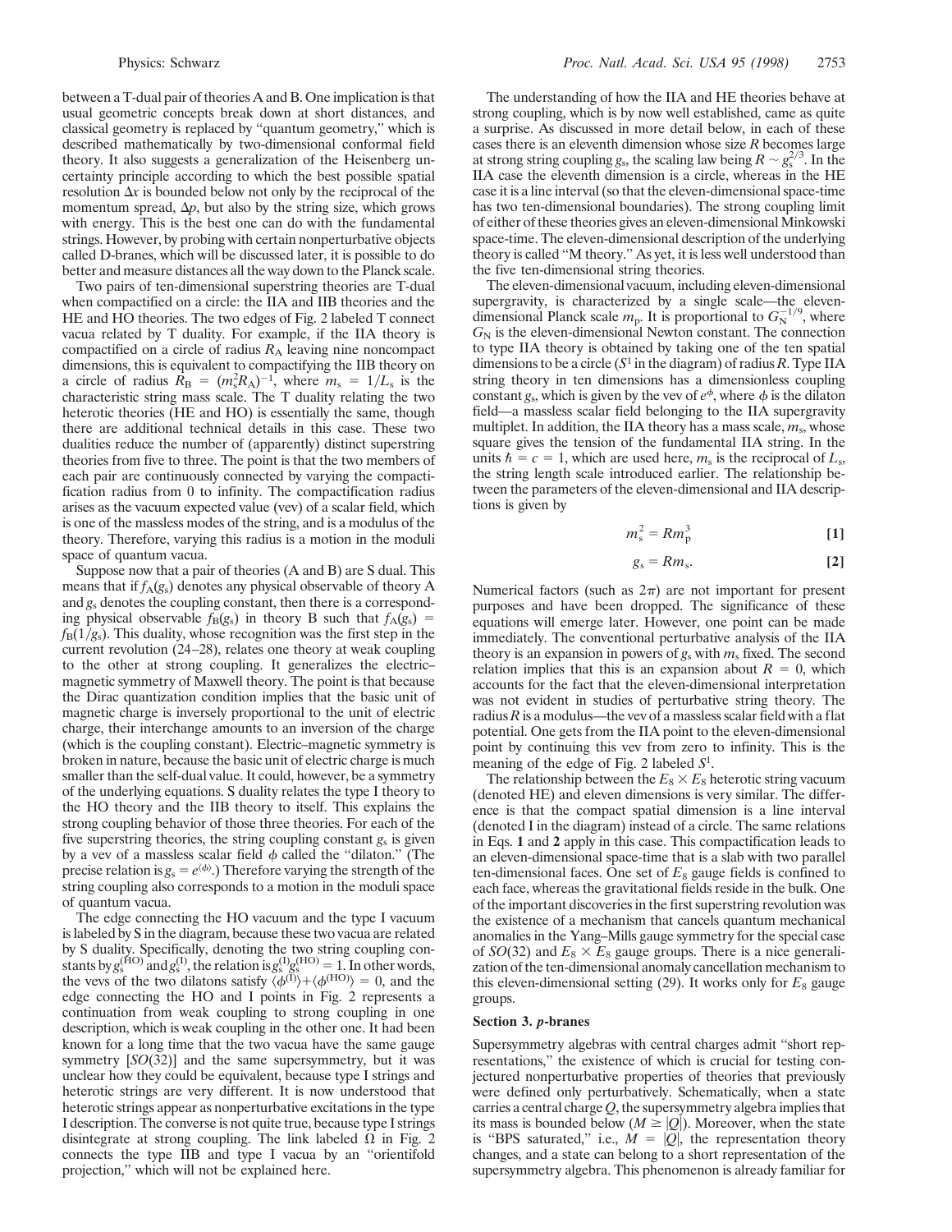between a T-dual pair of theories A and B. One implication is that usual geometric concepts break down at short distances, and classical geometry is replaced by "quantum geometry," which is described mathematically by two-dimensional conformal field theory. It also suggests a generalization of the Heisenberg uncertainty principle according to which the best possible spatial resolution $\Delta x$ is bounded below not only by the reciprocal of the momentum spread, $\Delta p$, but also by the string size, which grows with energy. This is the best one can do with the fundamental strings. However, by probing with certain nonperturbative objects called D-branes, which will be discussed later, it is possible to do better and measure distances all the way down to the Planck scale.

Two pairs of ten-dimensional superstring theories are T-dual when compactified on a circle: the IIA and IIB theories and the HE and HO theories. The two edges of Fig. 2 labeled T connect vacua related by T duality. For example, if the IIA theory is compactified on a circle of radius $R_A$ leaving nine noncompact dimensions, this is equivalent to compactifying the IIB theory on a circle of radius $R_B = (m_s^2 R_A)^{-1}$, where $m_s = 1/L_s$ is the characteristic string mass scale. The T duality relating the two heterotic theories (HE and HO) is essentially the same, though there are additional technical details in this case. These two dualities reduce the number of (apparently) distinct superstring theories from five to three. The point is that the two members of each pair are continuously connected by varying the compactification radius from 0 to infinity. The compactification radius arises as the vacuum expected value (vev) of a scalar field, which is one of the massless modes of the string, and is a modulus of the theory. Therefore, varying this radius is a motion in the moduli space of quantum vacua.

Suppose now that a pair of theories (A and B) are S dual. This means that if $f_A(g_s)$ denotes any physical observable of theory A and $g_s$ denotes the coupling constant, then there is a corresponding physical observable $f_B(g_s)$ in theory B such that $f_A(g_s) = f_B(1/g_s)$. This duality, whose recognition was the first step in the current revolution (24–28), relates one theory at weak coupling to the other at strong coupling. It generalizes the electric–magnetic symmetry of Maxwell theory. The point is that because the Dirac quantization condition implies that the basic unit of magnetic charge is inversely proportional to the unit of electric charge, their interchange amounts to an inversion of the charge (which is the coupling constant). Electric–magnetic symmetry is broken in nature, because the basic unit of electric charge is much smaller than the self-dual value. It could, however, be a symmetry of the underlying equations. S duality relates the type I theory to the HO theory and the IIB theory to itself. This explains the strong coupling behavior of those three theories. For each of the five superstring theories, the string coupling constant $g_s$ is given by a vev of a massless scalar field $\phi$ called the "dilaton." (The precise relation is $g_s = e^{\langle\phi\rangle}$.) Therefore varying the strength of the string coupling also corresponds to a motion in the moduli space of quantum vacua.

The edge connecting the HO vacuum and the type I vacuum is labeled by S in the diagram, because these two vacua are related by S duality. Specifically, denoting the two string coupling constants by $g_s^{(HO)}$ and $g_s^{(I)}$, the relation is $g_s^{(I)} g_s^{(HO)} = 1$. In other words, the vevs of the two dilatons satisfy $\langle\phi^{(I)}\rangle + \langle\phi^{(HO)}\rangle = 0$, and the edge connecting the HO and I points in Fig. 2 represents a continuation from weak coupling to strong coupling in one description, which is weak coupling in the other one. It had been known for a long time that the two vacua have the same gauge symmetry [$SO(32)$] and the same supersymmetry, but it was unclear how they could be equivalent, because type I strings and heterotic strings are very different. It is now understood that heterotic strings appear as nonperturbative excitations in the type I description. The converse is not quite true, because type I strings disintegrate at strong coupling. The link labeled $\Omega$ in Fig. 2 connects the type IIB and type I vacua by an "orientifold projection," which will not be explained here.

The understanding of how the IIA and HE theories behave at strong coupling, which is by now well established, came as quite a surprise. As discussed in more detail below, in each of these cases there is an eleventh dimension whose size $R$ becomes large at strong string coupling $g_s$, the scaling law being $R \sim g_s^{2/3}$. In the IIA case the eleventh dimension is a circle, whereas in the HE case it is a line interval (so that the eleven-dimensional space-time has two ten-dimensional boundaries). The strong coupling limit of either of these theories gives an eleven-dimensional Minkowski space-time. The eleven-dimensional description of the underlying theory is called "M theory." As yet, it is less well understood than the five ten-dimensional string theories.

The eleven-dimensional vacuum, including eleven-dimensional supergravity, is characterized by a single scale—the eleven-dimensional Planck scale $m_p$. It is proportional to $G_N^{-1/9}$, where $G_N$ is the eleven-dimensional Newton constant. The connection to type IIA theory is obtained by taking one of the ten spatial dimensions to be a circle ($S^1$ in the diagram) of radius $R$. Type IIA string theory in ten dimensions has a dimensionless coupling constant $g_s$, which is given by the vev of $e^{\phi}$, where $\phi$ is the dilaton field—a massless scalar field belonging to the IIA supergravity multiplet. In addition, the IIA theory has a mass scale, $m_s$, whose square gives the tension of the fundamental IIA string. In the units $\hbar = c = 1$, which are used here, $m_s$ is the reciprocal of $L_s$, the string length scale introduced earlier. The relationship between the parameters of the eleven-dimensional and IIA descriptions is given by

$$m_s^2 = R m_p^3 \qquad [1]$$

$$g_s = R m_s. \qquad [2]$$

Numerical factors (such as $2\pi$) are not important for present purposes and have been dropped. The significance of these equations will emerge later. However, one point can be made immediately. The conventional perturbative analysis of the IIA theory is an expansion in powers of $g_s$ with $m_s$ fixed. The second relation implies that this is an expansion about $R = 0$, which accounts for the fact that the eleven-dimensional interpretation was not evident in studies of perturbative string theory. The radius $R$ is a modulus—the vev of a massless scalar field with a flat potential. One gets from the IIA point to the eleven-dimensional point by continuing this vev from zero to infinity. This is the meaning of the edge of Fig. 2 labeled $S^1$.

The relationship between the $E_8 \times E_8$ heterotic string vacuum (denoted HE) and eleven dimensions is very similar. The difference is that the compact spatial dimension is a line interval (denoted I in the diagram) instead of a circle. The same relations in Eqs. **1** and **2** apply in this case. This compactification leads to an eleven-dimensional space-time that is a slab with two parallel ten-dimensional faces. One set of $E_8$ gauge fields is confined to each face, whereas the gravitational fields reside in the bulk. One of the important discoveries in the first superstring revolution was the existence of a mechanism that cancels quantum mechanical anomalies in the Yang–Mills gauge symmetry for the special case of $SO(32)$ and $E_8 \times E_8$ gauge groups. There is a nice generalization of the ten-dimensional anomaly cancellation mechanism to this eleven-dimensional setting (29). It works only for $E_8$ gauge groups.

## Section 3. *p*-branes

Supersymmetry algebras with central charges admit "short representations," the existence of which is crucial for testing conjectured nonperturbative properties of theories that previously were defined only perturbatively. Schematically, when a state carries a central charge $Q$, the supersymmetry algebra implies that its mass is bounded below ($M \geq |Q|$). Moreover, when the state is "BPS saturated," i.e., $M = |Q|$, the representation theory changes, and a state can belong to a short representation of the supersymmetry algebra. This phenomenon is already familiar for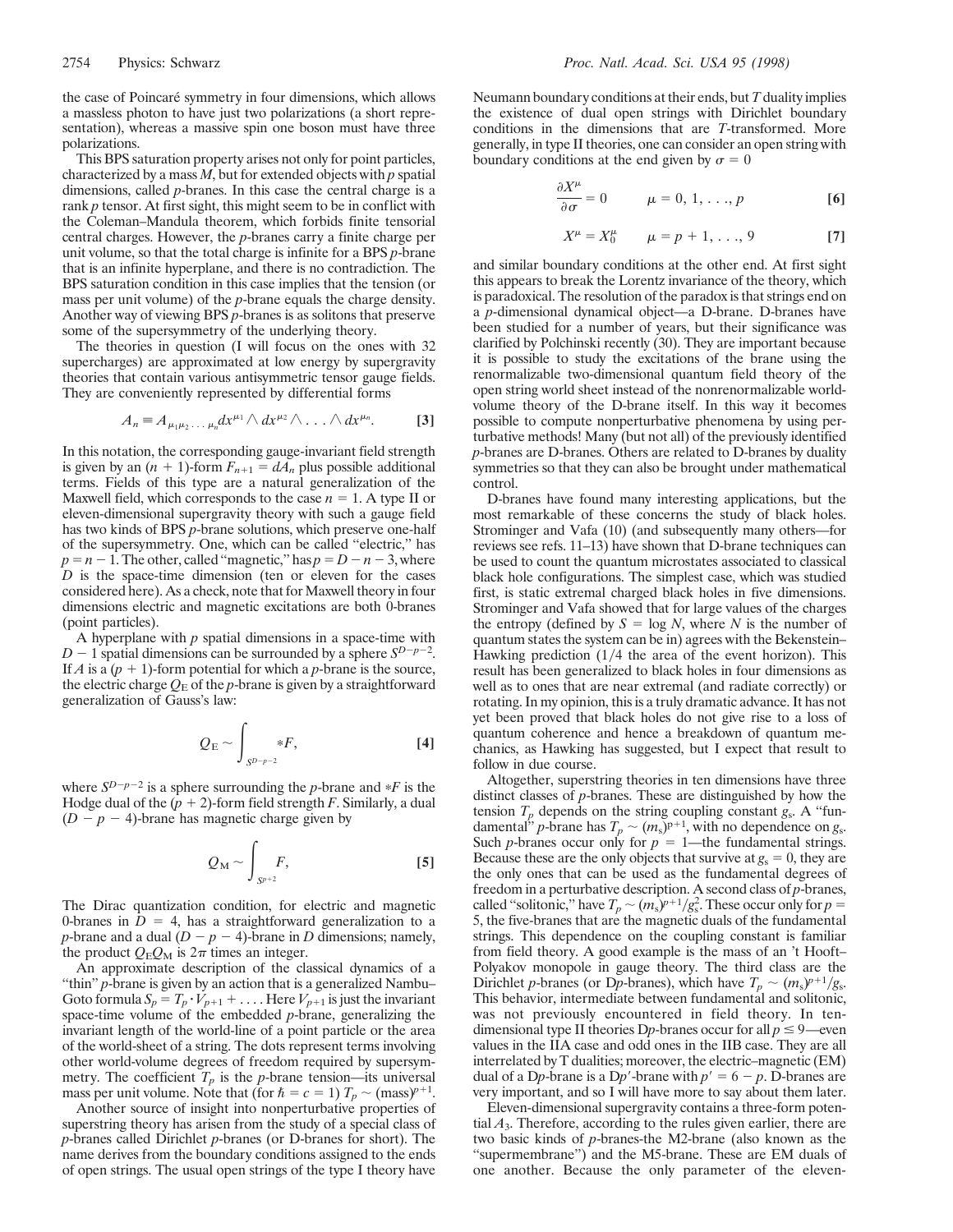the case of Poincaré symmetry in four dimensions, which allows a massless photon to have just two polarizations (a short representation), whereas a massive spin one boson must have three polarizations.

This BPS saturation property arises not only for point particles, characterized by a mass $M$, but for extended objects with $p$ spatial dimensions, called $p$-branes. In this case the central charge is a rank $p$ tensor. At first sight, this might seem to be in conflict with the Coleman–Mandula theorem, which forbids finite tensorial central charges. However, the $p$-branes carry a finite charge per unit volume, so that the total charge is infinite for a BPS $p$-brane that is an infinite hyperplane, and there is no contradiction. The BPS saturation condition in this case implies that the tension (or mass per unit volume) of the $p$-brane equals the charge density. Another way of viewing BPS $p$-branes is as solitons that preserve some of the supersymmetry of the underlying theory.

The theories in question (I will focus on the ones with 32 supercharges) are approximated at low energy by supergravity theories that contain various antisymmetric tensor gauge fields. They are conveniently represented by differential forms

$$A_n \equiv A_{\mu_1\mu_2\ldots\mu_n} dx^{\mu_1} \wedge dx^{\mu_2} \wedge \ldots \wedge dx^{\mu_n}. \qquad [3]$$

In this notation, the corresponding gauge-invariant field strength is given by an $(n+1)$-form $F_{n+1} = dA_n$ plus possible additional terms. Fields of this type are a natural generalization of the Maxwell field, which corresponds to the case $n = 1$. A type II or eleven-dimensional supergravity theory with such a gauge field has two kinds of BPS $p$-brane solutions, which preserve one-half of the supersymmetry. One, which can be called "electric," has $p = n - 1$. The other, called "magnetic," has $p = D - n - 3$, where $D$ is the space-time dimension (ten or eleven for the cases considered here). As a check, note that for Maxwell theory in four dimensions electric and magnetic excitations are both 0-branes (point particles).

A hyperplane with $p$ spatial dimensions in a space-time with $D - 1$ spatial dimensions can be surrounded by a sphere $S^{D-p-2}$. If $A$ is a $(p+1)$-form potential for which a $p$-brane is the source, the electric charge $Q_E$ of the $p$-brane is given by a straightforward generalization of Gauss's law:

$$Q_E \sim \int_{S^{D-p-2}} *F, \qquad [4]$$

where $S^{D-p-2}$ is a sphere surrounding the $p$-brane and $*F$ is the Hodge dual of the $(p+2)$-form field strength $F$. Similarly, a dual $(D - p - 4)$-brane has magnetic charge given by

$$Q_M \sim \int_{S^{p+2}} F, \qquad [5]$$

The Dirac quantization condition, for electric and magnetic 0-branes in $D = 4$, has a straightforward generalization to a $p$-brane and a dual $(D - p - 4)$-brane in $D$ dimensions; namely, the product $Q_E Q_M$ is $2\pi$ times an integer.

An approximate description of the classical dynamics of a "thin" $p$-brane is given by an action that is a generalized Nambu–Goto formula $S_p = T_p \cdot V_{p+1} + \ldots$. Here $V_{p+1}$ is just the invariant space-time volume of the embedded $p$-brane, generalizing the invariant length of the world-line of a point particle or the area of the world-sheet of a string. The dots represent terms involving other world-volume degrees of freedom required by supersymmetry. The coefficient $T_p$ is the $p$-brane tension—its universal mass per unit volume. Note that (for $\hbar = c = 1$) $T_p \sim (\text{mass})^{p+1}$.

Another source of insight into nonperturbative properties of superstring theory has arisen from the study of a special class of $p$-branes called Dirichlet $p$-branes (or D-branes for short). The name derives from the boundary conditions assigned to the ends of open strings. The usual open strings of the type I theory have Neumann boundary conditions at their ends, but $T$ duality implies the existence of dual open strings with Dirichlet boundary conditions in the dimensions that are $T$-transformed. More generally, in type II theories, one can consider an open string with boundary conditions at the end given by $\sigma = 0$

$$\frac{\partial X^\mu}{\partial \sigma} = 0 \qquad \mu = 0, 1, \ldots, p \qquad [6]$$

$$X^\mu = X_0^\mu \qquad \mu = p+1, \ldots, 9 \qquad [7]$$

and similar boundary conditions at the other end. At first sight this appears to break the Lorentz invariance of the theory, which is paradoxical. The resolution of the paradox is that strings end on a $p$-dimensional dynamical object—a D-brane. D-branes have been studied for a number of years, but their significance was clarified by Polchinski recently (30). They are important because it is possible to study the excitations of the brane using the renormalizable two-dimensional quantum field theory of the open string world sheet instead of the nonrenormalizable world-volume theory of the D-brane itself. In this way it becomes possible to compute nonperturbative phenomena by using perturbative methods! Many (but not all) of the previously identified $p$-branes are D-branes. Others are related to D-branes by duality symmetries so that they can also be brought under mathematical control.

D-branes have found many interesting applications, but the most remarkable of these concerns the study of black holes. Strominger and Vafa (10) (and subsequently many others—for reviews see refs. 11–13) have shown that D-brane techniques can be used to count the quantum microstates associated to classical black hole configurations. The simplest case, which was studied first, is static extremal charged black holes in five dimensions. Strominger and Vafa showed that for large values of the charges the entropy (defined by $S = \log N$, where $N$ is the number of quantum states the system can be in) agrees with the Bekenstein–Hawking prediction (1/4 the area of the event horizon). This result has been generalized to black holes in four dimensions as well as to ones that are near extremal (and radiate correctly) or rotating. In my opinion, this is a truly dramatic advance. It has not yet been proved that black holes do not give rise to a loss of quantum coherence and hence a breakdown of quantum mechanics, as Hawking has suggested, but I expect that result to follow in due course.

Altogether, superstring theories in ten dimensions have three distinct classes of $p$-branes. These are distinguished by how the tension $T_p$ depends on the string coupling constant $g_s$. A "fundamental" $p$-brane has $T_p \sim (m_s)^{p+1}$, with no dependence on $g_s$. Such $p$-branes occur only for $p = 1$—the fundamental strings. Because these are the only objects that survive at $g_s = 0$, they are the only ones that can be used as the fundamental degrees of freedom in a perturbative description. A second class of $p$-branes, called "solitonic," have $T_p \sim (m_s)^{p+1}/g_s^2$. These occur only for $p = 5$, the five-branes that are the magnetic duals of the fundamental strings. This dependence on the coupling constant is familiar from field theory. A good example is the mass of an 't Hooft–Polyakov monopole in gauge theory. The third class are the Dirichlet $p$-branes (or D$p$-branes), which have $T_p \sim (m_s)^{p+1}/g_s$. This behavior, intermediate between fundamental and solitonic, was not previously encountered in field theory. In ten-dimensional type II theories D$p$-branes occur for all $p \leq 9$—even values in the IIA case and odd ones in the IIB case. They are all interrelated by T dualities; moreover, the electric–magnetic (EM) dual of a D$p$-brane is a D$p'$-brane with $p' = 6 - p$. D-branes are very important, and so I will have more to say about them later.

Eleven-dimensional supergravity contains a three-form potential $A_3$. Therefore, according to the rules given earlier, there are two basic kinds of $p$-branes-the M2-brane (also known as the "supermembrane") and the M5-brane. These are EM duals of one another. Because the only parameter of the eleven-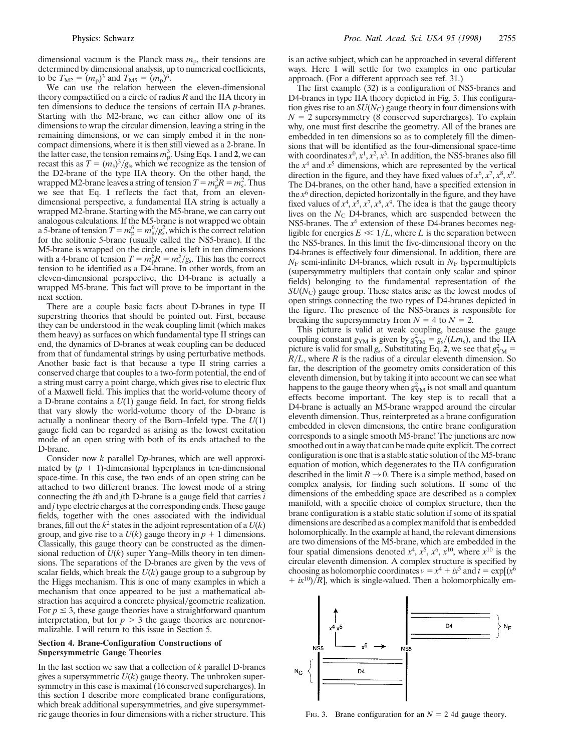dimensional vacuum is the Planck mass $m_p$, their tensions are determined by dimensional analysis, up to numerical coefficients, to be $T_{M2} = (m_p)^3$ and $T_{M5} = (m_p)^6$.

We can use the relation between the eleven-dimensional theory compactified on a circle of radius $R$ and the IIA theory in ten dimensions to deduce the tensions of certain IIA $p$-branes. Starting with the M2-brane, we can either allow one of its dimensions to wrap the circular dimension, leaving a string in the remaining dimensions, or we can simply embed it in the noncompact dimensions, where it is then still viewed as a 2-brane. In the latter case, the tension remains $m_p^3$. Using Eqs. **1** and **2**, we can recast this as $T = (m_s)^3/g_s$, which we recognize as the tension of the D2-brane of the type IIA theory. On the other hand, the wrapped M2-brane leaves a string of tension $T = m_p^3 R = m_s^2$. Thus we see that Eq. **1** reflects the fact that, from an eleven-dimensional perspective, a fundamental IIA string is actually a wrapped M2-brane. Starting with the M5-brane, we can carry out analogous calculations. If the M5-brane is not wrapped we obtain a 5-brane of tension $T = m_p^6 = m_s^6/g_s^2$, which is the correct relation for the solitonic 5-brane (usually called the NS5-brane). If the M5-brane is wrapped on the circle, one is left in ten dimensions with a 4-brane of tension $T = m_p^6 R = m_s^5/g_s$. This has the correct tension to be identified as a D4-brane. In other words, from an eleven-dimensional perspective, the D4-brane is actually a wrapped M5-brane. This fact will prove to be important in the next section.

There are a couple basic facts about D-branes in type II superstring theories that should be pointed out. First, because they can be understood in the weak coupling limit (which makes them heavy) as surfaces on which fundamental type II strings can end, the dynamics of D-branes at weak coupling can be deduced from that of fundamental strings by using perturbative methods. Another basic fact is that because a type II string carries a conserved charge that couples to a two-form potential, the end of a string must carry a point charge, which gives rise to electric flux of a Maxwell field. This implies that the world-volume theory of a D-brane contains a $U(1)$ gauge field. In fact, for strong fields that vary slowly the world-volume theory of the D-brane is actually a nonlinear theory of the Born–Infeld type. The $U(1)$ gauge field can be regarded as arising as the lowest excitation mode of an open string with both of its ends attached to the D-brane.

Consider now $k$ parallel D$p$-branes, which are well approximated by $(p + 1)$-dimensional hyperplanes in ten-dimensional space-time. In this case, the two ends of an open string can be attached to two different branes. The lowest mode of a string connecting the $i$th and $j$th D-brane is a gauge field that carries $i$ and $j$ type electric charges at the corresponding ends. These gauge fields, together with the ones associated with the individual branes, fill out the $k^2$ states in the adjoint representation of a $U(k)$ group, and give rise to a $U(k)$ gauge theory in $p + 1$ dimensions. Classically, this gauge theory can be constructed as the dimensional reduction of $U(k)$ super Yang–Mills theory in ten dimensions. The separations of the D-branes are given by the vevs of scalar fields, which break the $U(k)$ gauge group to a subgroup by the Higgs mechanism. This is one of many examples in which a mechanism that once appeared to be just a mathematical abstraction has acquired a concrete physical/geometric realization. For $p \leq 3$, these gauge theories have a straightforward quantum interpretation, but for $p > 3$ the gauge theories are nonrenormalizable. I will return to this issue in Section 5.

## Section 4. Brane-Configuration Constructions of Supersymmetric Gauge Theories

In the last section we saw that a collection of $k$ parallel D-branes gives a supersymmetric $U(k)$ gauge theory. The unbroken supersymmetry in this case is maximal (16 conserved supercharges). In this section I describe more complicated brane configurations, which break additional supersymmetries, and give supersymmetric gauge theories in four dimensions with a richer structure. This is an active subject, which can be approached in several different ways. Here I will settle for two examples in one particular approach. (For a different approach see ref. 31.)

The first example (32) is a configuration of NS5-branes and D4-branes in type IIA theory depicted in Fig. 3. This configuration gives rise to an $SU(N_C)$ gauge theory in four dimensions with $N = 2$ supersymmetry (8 conserved supercharges). To explain why, one must first describe the geometry. All of the branes are embedded in ten dimensions so as to completely fill the dimensions that will be identified as the four-dimensional space-time with coordinates $x^0, x^1, x^2, x^3$. In addition, the NS5-branes also fill the $x^4$ and $x^5$ dimensions, which are represented by the vertical direction in the figure, and they have fixed values of $x^6, x^7, x^8, x^9$. The D4-branes, on the other hand, have a specified extension in the $x^6$ direction, depicted horizontally in the figure, and they have fixed values of $x^4, x^5, x^7, x^8, x^9$. The idea is that the gauge theory lives on the $N_C$ D4-branes, which are suspended between the NS5-branes. The $x^6$ extension of these D4-branes becomes negligible for energies $E \ll 1/L$, where $L$ is the separation between the NS5-branes. In this limit the five-dimensional theory on the D4-branes is effectively four dimensional. In addition, there are $N_F$ semi-infinite D4-branes, which result in $N_F$ hypermultiplets (supersymmetry multiplets that contain only scalar and spinor fields) belonging to the fundamental representation of the $SU(N_C)$ gauge group. These states arise as the lowest modes of open strings connecting the two types of D4-branes depicted in the figure. The presence of the NS5-branes is responsible for breaking the supersymmetry from $N = 4$ to $N = 2$.

This picture is valid at weak coupling, because the gauge coupling constant $g_{YM}$ is given by $g_{YM}^2 = g_s/(Lm_s)$, and the IIA picture is valid for small $g_s$. Substituting Eq. **2**, we see that $g_{YM}^2 = R/L$, where $R$ is the radius of a circular eleventh dimension. So far, the description of the geometry omits consideration of this eleventh dimension, but by taking it into account we can see what happens to the gauge theory when $g_{YM}^2$ is not small and quantum effects become important. The key step is to recall that a D4-brane is actually an M5-brane wrapped around the circular eleventh dimension. Thus, reinterpreted as a brane configuration embedded in eleven dimensions, the entire brane configuration corresponds to a single smooth M5-brane! The junctions are now smoothed out in a way that can be made quite explicit. The correct configuration is one that is a stable static solution of the M5-brane equation of motion, which degenerates to the IIA configuration described in the limit $R \to 0$. There is a simple method, based on complex analysis, for finding such solutions. If some of the dimensions of the embedding space are described as a complex manifold, with a specific choice of complex structure, then the brane configuration is a stable static solution if some of its spatial dimensions are described as a complex manifold that is embedded holomorphically. In the example at hand, the relevant dimensions are two dimensions of the M5-brane, which are embedded in the four spatial dimensions denoted $x^4, x^5, x^6, x^{10}$, where $x^{10}$ is the circular eleventh dimension. A complex structure is specified by choosing as holomorphic coordinates $v = x^4 + ix^5$ and $t = \exp[(x^6 + ix^{10})/R]$, which is single-valued. Then a holomorphically em-

FIG. 3. Brane configuration for an $N = 2$ 4d gauge theory.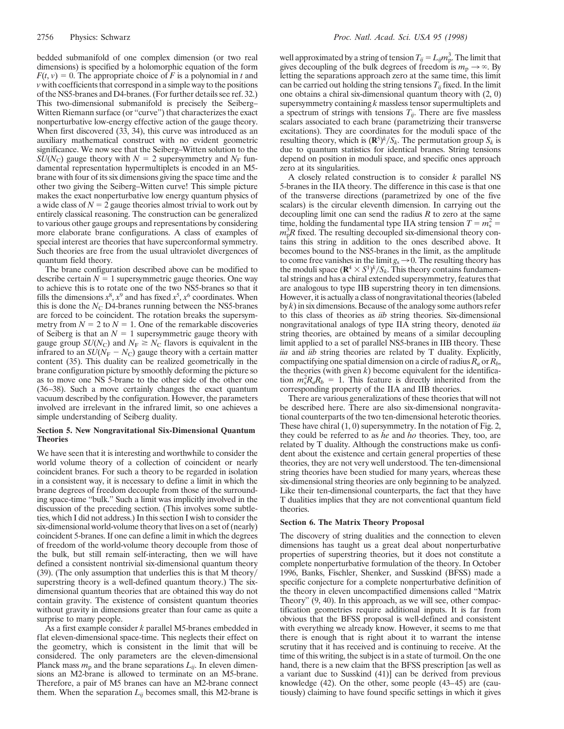bedded submanifold of one complex dimension (or two real dimensions) is specified by a holomorphic equation of the form $F(t, v) = 0$. The appropriate choice of $F$ is a polynomial in $t$ and $v$ with coefficients that correspond in a simple way to the positions of the NS5-branes and D4-branes. (For further details see ref. 32.) This two-dimensional submanifold is precisely the Seiberg–Witten Riemann surface (or "curve") that characterizes the exact nonperturbative low-energy effective action of the gauge theory. When first discovered (33, 34), this curve was introduced as an auxiliary mathematical construct with no evident geometric significance. We now see that the Seiberg–Witten solution to the $SU(N_C)$ gauge theory with $N = 2$ supersymmetry and $N_F$ fundamental representation hypermultiplets is encoded in an M5-brane with four of its six dimensions giving the space time and the other two giving the Seiberg–Witten curve! This simple picture makes the exact nonperturbative low energy quantum physics of a wide class of $N = 2$ gauge theories almost trivial to work out by entirely classical reasoning. The construction can be generalized to various other gauge groups and representations by considering more elaborate brane configurations. A class of examples of special interest are theories that have superconformal symmetry. Such theories are free from the usual ultraviolet divergences of quantum field theory.

The brane configuration described above can be modified to describe certain $N = 1$ supersymmetric gauge theories. One way to achieve this is to rotate one of the two NS5-branes so that it fills the dimensions $x^8, x^9$ and has fixed $x^5, x^6$ coordinates. When this is done the $N_C$ D4-branes running between the NS5-branes are forced to be coincident. The rotation breaks the supersymmetry from $N = 2$ to $N = 1$. One of the remarkable discoveries of Seiberg is that an $N = 1$ supersymmetric gauge theory with gauge group $SU(N_C)$ and $N_F \geq N_C$ flavors is equivalent in the infrared to an $SU(N_F - N_C)$ gauge theory with a certain matter content (35). This duality can be realized geometrically in the brane configuration picture by smoothly deforming the picture so as to move one NS 5-brane to the other side of the other one (36–38). Such a move certainly changes the exact quantum vacuum described by the configuration. However, the parameters involved are irrelevant in the infrared limit, so one achieves a simple understanding of Seiberg duality.

## Section 5. New Nongravitational Six-Dimensional Quantum Theories

We have seen that it is interesting and worthwhile to consider the world volume theory of a collection of coincident or nearly coincident branes. For such a theory to be regarded in isolation in a consistent way, it is necessary to define a limit in which the brane degrees of freedom decouple from those of the surrounding space-time "bulk." Such a limit was implicitly involved in the discussion of the preceding section. (This involves some subtleties, which I did not address.) In this section I wish to consider the six-dimensional world-volume theory that lives on a set of (nearly) coincident 5-branes. If one can define a limit in which the degrees of freedom of the world-volume theory decouple from those of the bulk, but still remain self-interacting, then we will have defined a consistent nontrivial six-dimensional quantum theory (39). (The only assumption that underlies this is that M theory/superstring theory is a well-defined quantum theory.) The six-dimensional quantum theories that are obtained this way do not contain gravity. The existence of consistent quantum theories without gravity in dimensions greater than four came as quite a surprise to many people.

As a first example consider $k$ parallel M5-branes embedded in flat eleven-dimensional space-time. This neglects their effect on the geometry, which is consistent in the limit that will be considered. The only parameters are the eleven-dimensional Planck mass $m_p$ and the brane separations $L_{ij}$. In eleven dimensions an M2-brane is allowed to terminate on an M5-brane. Therefore, a pair of M5 branes can have an M2-brane connect them. When the separation $L_{ij}$ becomes small, this M2-brane is well approximated by a string of tension $T_{ij} = L_{ij}m_p^3$. The limit that gives decoupling of the bulk degrees of freedom is $m_p \to \infty$. By letting the separations approach zero at the same time, this limit can be carried out holding the string tensions $T_{ij}$ fixed. In the limit one obtains a chiral six-dimensional quantum theory with (2, 0) supersymmetry containing $k$ massless tensor supermultiplets and a spectrum of strings with tensions $T_{ij}$. There are five massless scalars associated to each brane (parametrizing their transverse excitations). They are coordinates for the moduli space of the resulting theory, which is $(\mathbf{R}^5)^k/S_k$. The permutation group $S_k$ is due to quantum statistics for identical branes. String tensions depend on position in moduli space, and specific ones approach zero at its singularities.

A closely related construction is to consider $k$ parallel NS 5-branes in the IIA theory. The difference in this case is that one of the transverse directions (parametrized by one of the five scalars) is the circular eleventh dimension. In carrying out the decoupling limit one can send the radius $R$ to zero at the same time, holding the fundamental type IIA string tension $T = m_s^2 = m_p^3 R$ fixed. The resulting decoupled six-dimensional theory contains this string in addition to the ones described above. It becomes bound to the NS5-branes in the limit, as the amplitude to come free vanishes in the limit $g_s \to 0$. The resulting theory has the moduli space $(\mathbf{R}^4 \times S^1)^k/S_k$. This theory contains fundamental strings and has a chiral extended supersymmetry, features that are analogous to type IIB superstring theory in ten dimensions. However, it is actually a class of nongravitational theories (labeled by $k$) in six dimensions. Because of the analogy some authors refer to this class of theories as *iib* string theories. Six-dimensional nongravitational analogs of type IIA string theory, denoted *iia* string theories, are obtained by means of a similar decoupling limit applied to a set of parallel NS5-branes in IIB theory. These *iia* and *iib* string theories are related by T duality. Explicitly, compactifying one spatial dimension on a circle of radius $R_a$ or $R_b$, the theories (with given $k$) become equivalent for the identification $m_s^2 R_a R_b = 1$. This feature is directly inherited from the corresponding property of the IIA and IIB theories.

There are various generalizations of these theories that will not be described here. There are also six-dimensional nongravitational counterparts of the two ten-dimensional heterotic theories. These have chiral (1, 0) supersymmetry. In the notation of Fig. 2, they could be referred to as *he* and *ho* theories. They, too, are related by T duality. Although the constructions make us confident about the existence and certain general properties of these theories, they are not very well understood. The ten-dimensional string theories have been studied for many years, whereas these six-dimensional string theories are only beginning to be analyzed. Like their ten-dimensional counterparts, the fact that they have T dualities implies that they are not conventional quantum field theories.

## Section 6. The Matrix Theory Proposal

The discovery of string dualities and the connection to eleven dimensions has taught us a great deal about nonperturbative properties of superstring theories, but it does not constitute a complete nonperturbative formulation of the theory. In October 1996, Banks, Fischler, Shenker, and Susskind (BFSS) made a specific conjecture for a complete nonperturbative definition of the theory in eleven uncompactified dimensions called "Matrix Theory" (9, 40). In this approach, as we will see, other compactification geometries require additional inputs. It is far from obvious that the BFSS proposal is well-defined and consistent with everything we already know. However, it seems to me that there is enough that is right about it to warrant the intense scrutiny that it has received and is continuing to receive. At the time of this writing, the subject is in a state of turmoil. On the one hand, there is a new claim that the BFSS prescription [as well as a variant due to Susskind (41)] can be derived from previous knowledge (42). On the other, some people (43–45) are (cautiously) claiming to have found specific settings in which it gives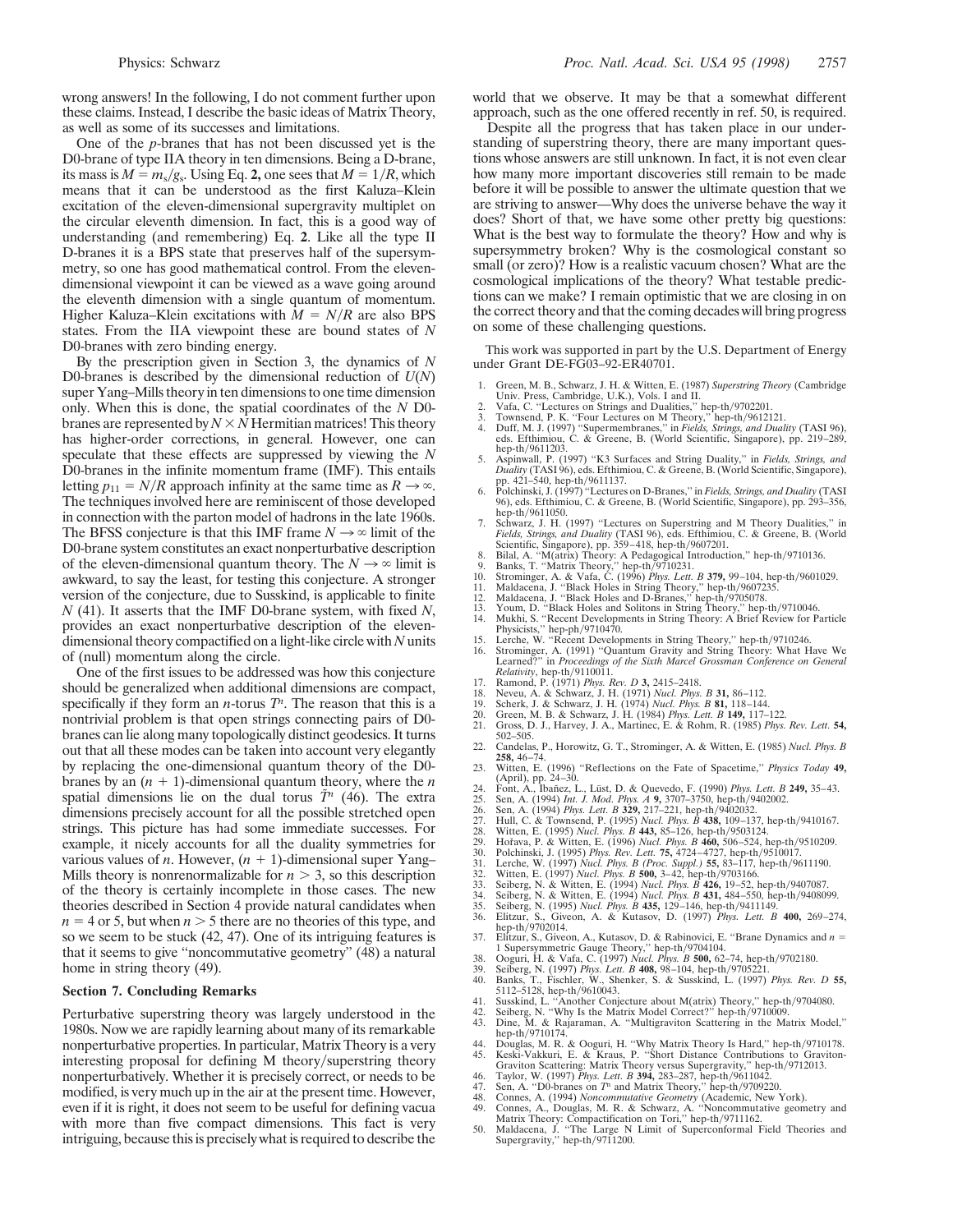wrong answers! In the following, I do not comment further upon these claims. Instead, I describe the basic ideas of Matrix Theory, as well as some of its successes and limitations.

One of the $p$-branes that has not been discussed yet is the D0-brane of type IIA theory in ten dimensions. Being a D-brane, its mass is $M = m_s/g_s$. Using Eq. **2**, one sees that $M = 1/R$, which means that it can be understood as the first Kaluza–Klein excitation of the eleven-dimensional supergravity multiplet on the circular eleventh dimension. In fact, this is a good way of understanding (and remembering) Eq. **2**. Like all the type II D-branes it is a BPS state that preserves half of the supersymmetry, so one has good mathematical control. From the eleven-dimensional viewpoint it can be viewed as a wave going around the eleventh dimension with a single quantum of momentum. Higher Kaluza–Klein excitations with $M = N/R$ are also BPS states. From the IIA viewpoint these are bound states of $N$ D0-branes with zero binding energy.

By the prescription given in Section 3, the dynamics of $N$ D0-branes is described by the dimensional reduction of $U(N)$ super Yang–Mills theory in ten dimensions to one time dimension only. When this is done, the spatial coordinates of the $N$ D0-branes are represented by $N \times N$ Hermitian matrices! This theory has higher-order corrections, in general. However, one can speculate that these effects are suppressed by viewing the $N$ D0-branes in the infinite momentum frame (IMF). This entails letting $p_{11} = N/R$ approach infinity at the same time as $R \rightarrow \infty$. The techniques involved here are reminiscent of those developed in connection with the parton model of hadrons in the late 1960s. The BFSS conjecture is that this IMF frame $N \rightarrow \infty$ limit of the D0-brane system constitutes an exact nonperturbative description of the eleven-dimensional quantum theory. The $N \rightarrow \infty$ limit is awkward, to say the least, for testing this conjecture. A stronger version of the conjecture, due to Susskind, is applicable to finite $N$ (41). It asserts that the IMF D0-brane system, with fixed $N$, provides an exact nonperturbative description of the eleven-dimensional theory compactified on a light-like circle with $N$ units of (null) momentum along the circle.

One of the first issues to be addressed was how this conjecture should be generalized when additional dimensions are compact, specifically if they form an $n$-torus $T^n$. The reason that this is a nontrivial problem is that open strings connecting pairs of D0-branes can lie along many topologically distinct geodesics. It turns out that all these modes can be taken into account very elegantly by replacing the one-dimensional quantum theory of the D0-branes by an $(n + 1)$-dimensional quantum theory, where the $n$ spatial dimensions lie on the dual torus $\tilde{T}^n$ (46). The extra dimensions precisely account for all the possible stretched open strings. This picture has had some immediate successes. For example, it nicely accounts for all the duality symmetries for various values of $n$. However, $(n + 1)$-dimensional super Yang–Mills theory is nonrenormalizable for $n > 3$, so this description of the theory is certainly incomplete in those cases. The new theories described in Section 4 provide natural candidates when $n = 4$ or 5, but when $n > 5$ there are no theories of this type, and so we seem to be stuck (42, 47). One of its intriguing features is that it seems to give "noncommutative geometry" (48) a natural home in string theory (49).

## Section 7. Concluding Remarks

Perturbative superstring theory was largely understood in the 1980s. Now we are rapidly learning about many of its remarkable nonperturbative properties. In particular, Matrix Theory is a very interesting proposal for defining M theory/superstring theory nonperturbatively. Whether it is precisely correct, or needs to be modified, is very much up in the air at the present time. However, even if it is right, it does not seem to be useful for defining vacua with more than five compact dimensions. This fact is very intriguing, because this is precisely what is required to describe the world that we observe. It may be that a somewhat different approach, such as the one offered recently in ref. 50, is required.

Despite all the progress that has taken place in our understanding of superstring theory, there are many important questions whose answers are still unknown. In fact, it is not even clear how many more important discoveries still remain to be made before it will be possible to answer the ultimate question that we are striving to answer—Why does the universe behave the way it does? Short of that, we have some other pretty big questions: What is the best way to formulate the theory? How and why is supersymmetry broken? Why is the cosmological constant so small (or zero)? How is a realistic vacuum chosen? What are the cosmological implications of the theory? What testable predictions can we make? I remain optimistic that we are closing in on the correct theory and that the coming decades will bring progress on some of these challenging questions.

This work was supported in part by the U.S. Department of Energy under Grant DE-FG03–92-ER40701.

1. Green, M. B., Schwarz, J. H. & Witten, E. (1987) *Superstring Theory* (Cambridge Univ. Press, Cambridge, U.K.), Vols. I and II.
2. Vafa, C. "Lectures on Strings and Dualities," hep-th/9702201.
3. Townsend, P. K. "Four Lectures on M Theory," hep-th/9612121.
4. Duff, M. J. (1997) "Supermembranes," in *Fields, Strings, and Duality* (TASI 96), eds. Efthimiou, C. & Greene, B. (World Scientific, Singapore), pp. 219–289, hep-th/9611203.
5. Aspinwall, P. (1997) "K3 Surfaces and String Duality," in *Fields, Strings, and Duality* (TASI 96), eds. Efthimiou, C. & Greene, B. (World Scientific, Singapore), pp. 421–540, hep-th/9611137.
6. Polchinski, J. (1997) "Lectures on D-Branes," in *Fields, Strings, and Duality* (TASI 96), eds. Efthimiou, C. & Greene, B. (World Scientific, Singapore), pp. 293–356, hep-th/9611050.
7. Schwarz, J. H. (1997) "Lectures on Superstring and M Theory Dualities," in *Fields, Strings, and Duality* (TASI 96), eds. Efthimiou, C. & Greene, B. (World Scientific, Singapore), pp. 359–418, hep-th/9607201.
8. Bilal, A. "M(atrix) Theory: A Pedagogical Introduction," hep-th/9710136.
9. Banks, T. "Matrix Theory," hep-th/9710231.
10. Strominger, A. & Vafa, C. (1996) *Phys. Lett. B* **379,** 99–104, hep-th/9601029.
11. Maldacena, J. "Black Holes in String Theory," hep-th/9607235.
12. Maldacena, J. "Black Holes and D-Branes," hep-th/9705078.
13. Youm, D. "Black Holes and Solitons in String Theory," hep-th/9710046.
14. Mukhi, S. "Recent Developments in String Theory: A Brief Review for Particle Physicists," hep-ph/9710470.
15. Lerche, W. "Recent Developments in String Theory," hep-th/9710246.
16. Strominger, A. (1991) "Quantum Gravity and String Theory: What Have We Learned?" in *Proceedings of the Sixth Marcel Grossman Conference on General Relativity*, hep-th/9110011.
17. Ramond, P. (1971) *Phys. Rev. D* **3,** 2415–2418.
18. Neveu, A. & Schwarz, J. H. (1971) *Nucl. Phys. B* **31,** 86–112.
19. Scherk, J. & Schwarz, J. H. (1974) *Nucl. Phys. B* **81,** 118–144.
20. Green, M. B. & Schwarz, J. H. (1984) *Phys. Lett. B* **149,** 117–122.
21. Gross, D. J., Harvey, J. A., Martinec, E. & Rohm, R. (1985) *Phys. Rev. Lett.* **54,** 502–505.
22. Candelas, P., Horowitz, G. T., Strominger, A. & Witten, E. (1985) *Nucl. Phys. B* **258,** 46–74.
23. Witten, E. (1996) "Reflections on the Fate of Spacetime," *Physics Today* **49,** (April), pp. 24–30.
24. Font, A., Ibañez, L., Lüst, D. & Quevedo, F. (1990) *Phys. Lett. B* **249,** 35–43.
25. Sen, A. (1994) *Int. J. Mod. Phys. A* **9,** 3707–3750, hep-th/9402002.
26. Sen, A. (1994) *Phys. Lett. B* **329,** 217–221, hep-th/9402032.
27. Hull, C. & Townsend, P. (1995) *Nucl. Phys. B* **438,** 109–137, hep-th/9410167.
28. Witten, E. (1995) *Nucl. Phys. B* **443,** 85–126, hep-th/9503124.
29. Hořava, P. & Witten, E. (1996) *Nucl. Phys. B* **460,** 506–524, hep-th/9510209.
30. Polchinski, J. (1995) *Phys. Rev. Lett.* **75,** 4724–4727, hep-th/9510017.
31. Lerche, W. (1997) *Nucl. Phys. B (Proc. Suppl.)* **55,** 83–117, hep-th/9611190.
32. Witten, E. (1997) *Nucl. Phys. B* **500,** 3–42, hep-th/9703166.
33. Seiberg, N. & Witten, E. (1994) *Nucl. Phys. B* **426,** 19–52, hep-th/9407087.
34. Seiberg, N. & Witten, E. (1994) *Nucl. Phys. B* **431,** 484–550, hep-th/9408099.
35. Seiberg, N. (1995) *Nucl. Phys. B* **435,** 129–146, hep-th/9411149.
36. Elitzur, S., Giveon, A. & Kutasov, D. (1997) *Phys. Lett. B* **400,** 269–274, hep-th/9702014.
37. Elitzur, S., Giveon, A., Kutasov, D. & Rabinovici, E. "Brane Dynamics and $n$ = 1 Supersymmetric Gauge Theory," hep-th/9704104.
38. Ooguri, H. & Vafa, C. (1997) *Nucl. Phys. B* **500,** 62–74, hep-th/9702180.
39. Seiberg, N. (1997) *Phys. Lett. B* **408,** 98–104, hep-th/9705221.
40. Banks, T., Fischler, W., Shenker, S. & Susskind, L. (1997) *Phys. Rev. D* **55,** 5112–5128, hep-th/9610043.
41. Susskind, L. "Another Conjecture about M(atrix) Theory," hep-th/9704080.
42. Seiberg, N. "Why Is the Matrix Model Correct?" hep-th/9710009.
43. Dine, M. & Rajaraman, A. "Multigraviton Scattering in the Matrix Model," hep-th/9710174.
44. Douglas, M. R. & Ooguri, H. "Why Matrix Theory Is Hard," hep-th/9710178.
45. Keski-Vakkuri, E. & Kraus, P. "Short Distance Contributions to Graviton-Graviton Scattering: Matrix Theory versus Supergravity," hep-th/9712013.
46. Taylor, W. (1997) *Phys. Lett. B* **394,** 283–287, hep-th/9611042.
47. Sen, A. "D0-branes on $T^n$ and Matrix Theory," hep-th/9709220.
48. Connes, A. (1994) *Noncommutative Geometry* (Academic, New York).
49. Connes, A., Douglas, M. R. & Schwarz, A. "Noncommutative geometry and Matrix Theory: Compactification on Tori," hep-th/9711162.
50. Maldacena, J. "The Large N Limit of Superconformal Field Theories and Supergravity," hep-th/9711200.